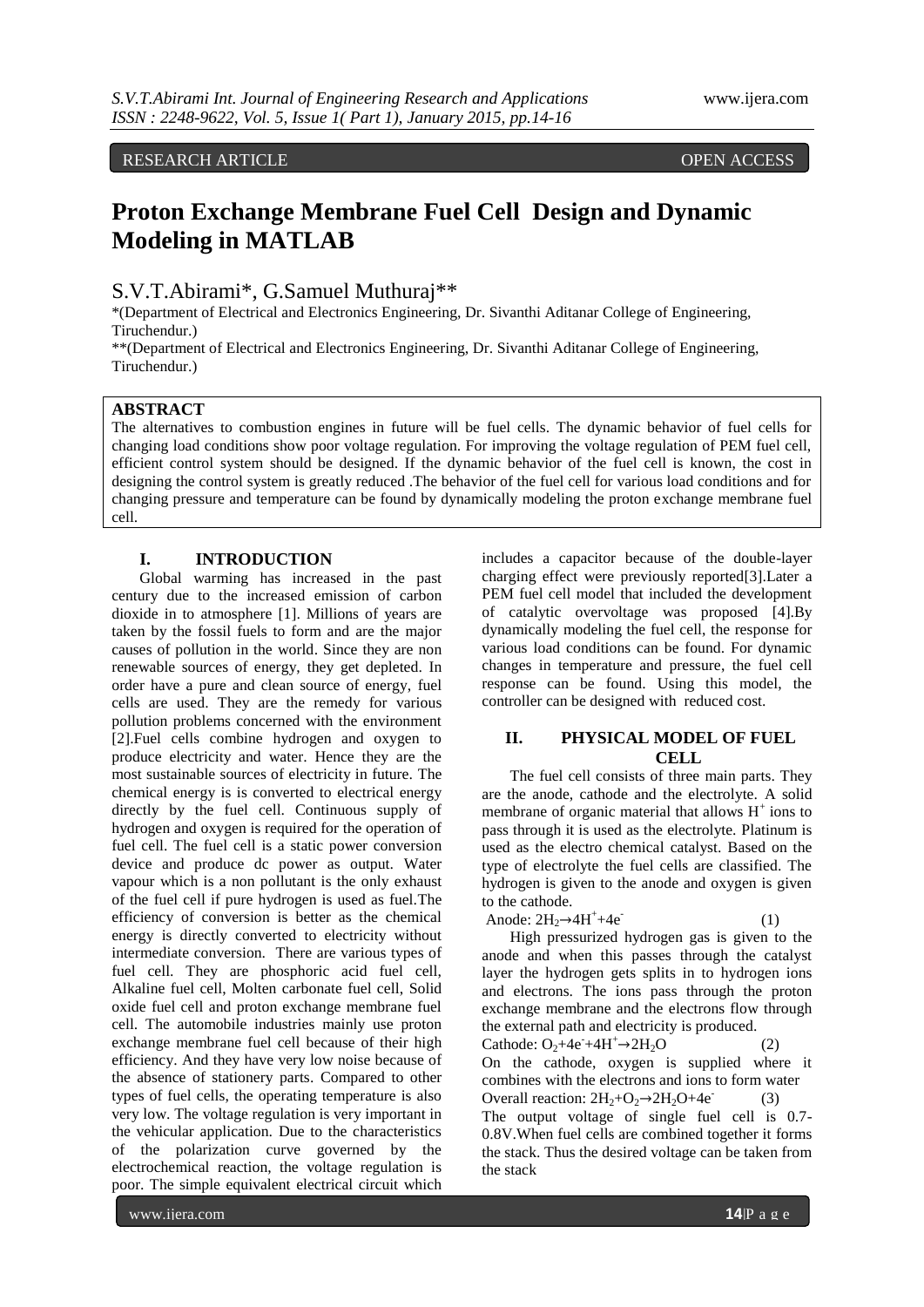RESEARCH ARTICLE OPEN ACCESS

# Proton Exchange Membrane Fuel Cell Design and Dynamic Modeling in MATLAB

S.V.T.Abirami*, G.Samuel Muthuraj**

*(Department of Electrical and Electronics Engineering, Dr. Sivanthi Aditanar College of Engineering, Tiruchendur.)

**(Department of Electrical and Electronics Engineering, Dr. Sivanthi Aditanar College of Engineering, Tiruchendur.)

## ABSTRACT

The alternatives to combustion engines in future will be fuel cells. The dynamic behavior of fuel cells for changing load conditions show poor voltage regulation. For improving the voltage regulation of PEM fuel cell, efficient control system should be designed. If the dynamic behavior of the fuel cell is known, the cost in designing the control system is greatly reduced .The behavior of the fuel cell for various load conditions and for changing pressure and temperature can be found by dynamically modeling the proton exchange membrane fuel cell.

## I. INTRODUCTION

Global warming has increased in the past century due to the increased emission of carbon dioxide in to atmosphere [1]. Millions of years are taken by the fossil fuels to form and are the major causes of pollution in the world. Since they are non renewable sources of energy, they get depleted. In order have a pure and clean source of energy, fuel cells are used. They are the remedy for various pollution problems concerned with the environment [2].Fuel cells combine hydrogen and oxygen to produce electricity and water. Hence they are the most sustainable sources of electricity in future. The chemical energy is is converted to electrical energy directly by the fuel cell. Continuous supply of hydrogen and oxygen is required for the operation of fuel cell. The fuel cell is a static power conversion device and produce dc power as output. Water vapour which is a non pollutant is the only exhaust of the fuel cell if pure hydrogen is used as fuel.The efficiency of conversion is better as the chemical energy is directly converted to electricity without intermediate conversion. There are various types of fuel cell. They are phosphoric acid fuel cell, Alkaline fuel cell, Molten carbonate fuel cell, Solid oxide fuel cell and proton exchange membrane fuel cell. The automobile industries mainly use proton exchange membrane fuel cell because of their high efficiency. And they have very low noise because of the absence of stationery parts. Compared to other types of fuel cells, the operating temperature is also very low. The voltage regulation is very important in the vehicular application. Due to the characteristics of the polarization curve governed by the electrochemical reaction, the voltage regulation is poor. The simple equivalent electrical circuit which includes a capacitor because of the double-layer charging effect were previously reported[3].Later a PEM fuel cell model that included the development of catalytic overvoltage was proposed [4].By dynamically modeling the fuel cell, the response for various load conditions can be found. For dynamic changes in temperature and pressure, the fuel cell response can be found. Using this model, the controller can be designed with reduced cost.

## II. PHYSICAL MODEL OF FUEL CELL

The fuel cell consists of three main parts. They are the anode, cathode and the electrolyte. A solid membrane of organic material that allows $H^+$ ions to pass through it is used as the electrolyte. Platinum is used as the electro chemical catalyst. Based on the type of electrolyte the fuel cells are classified. The hydrogen is given to the anode and oxygen is given to the cathode.

Anode: $2H_2 \rightarrow 4H^+ + 4e^-$ (1)

High pressurized hydrogen gas is given to the anode and when this passes through the catalyst layer the hydrogen gets splits in to hydrogen ions and electrons. The ions pass through the proton exchange membrane and the electrons flow through the external path and electricity is produced.

Cathode: $O_2 + 4e^- + 4H^+ \rightarrow 2H_2O$ (2)

On the cathode, oxygen is supplied where it combines with the electrons and ions to form water

Overall reaction: $2H_2 + O_2 \rightarrow 2H_2O + 4e^-$ (3)

The output voltage of single fuel cell is 0.7-0.8V.When fuel cells are combined together it forms the stack. Thus the desired voltage can be taken from the stack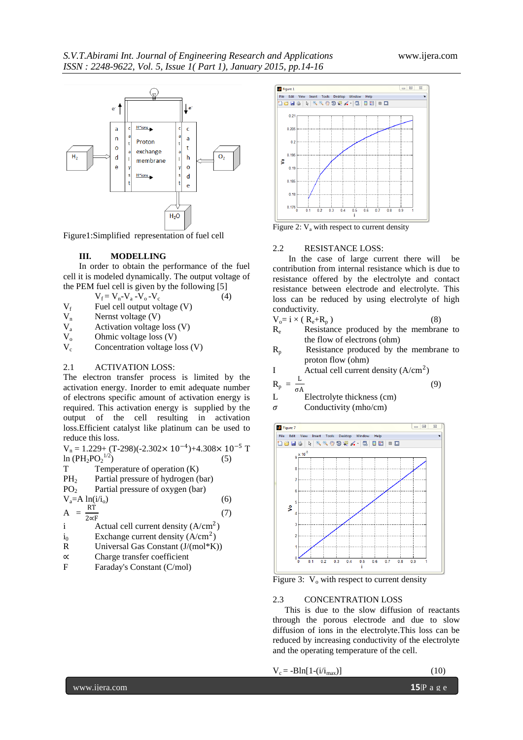Figure1:Simplified representation of fuel cell

## III. MODELLING

In order to obtain the performance of the fuel cell it is modeled dynamically. The output voltage of the PEM fuel cell is given by the following [5]

$$V_f = V_n - V_a - V_o - V_c \quad (4)$$

- $V_f$ Fuel cell output voltage (V)
- $V_n$ Nernst voltage (V)
- $V_a$ Activation voltage loss (V)
- $V_o$ Ohmic voltage loss (V)
- $V_c$ Concentration voltage loss (V)

### 2.1 ACTIVATION LOSS:

The electron transfer process is limited by the activation energy. Inorder to emit adequate number of electrons specific amount of activation energy is required. This activation energy is supplied by the output of the cell resulting in activation loss.Efficient catalyst like platinum can be used to reduce this loss.

$$V_n = 1.229 + (T-298)(-2.302\times 10^{-4}) + 4.308\times 10^{-5}\, T \ln (PH_2 PO_2^{1/2}) \quad (5)$$

- T Temperature of operation (K)
- $PH_2$ Partial pressure of hydrogen (bar)
- $PO_2$ Partial pressure of oxygen (bar)

$$V_a = A \ln(i/i_o) \quad (6)$$

$$A = \frac{RT}{2\propto F} \quad (7)$$

- i Actual cell current density ($A/cm^2$)
- $i_0$ Exchange current density ($A/cm^2$)
- R Universal Gas Constant (J/(mol*K))
- ∝ Charge transfer coefficient
- F Faraday's Constant (C/mol)

Figure 2: $V_a$ with respect to current density

### 2.2 RESISTANCE LOSS:

In the case of large current there will be contribution from internal resistance which is due to resistance offered by the electrolyte and contact resistance between electrode and electrolyte. This loss can be reduced by using electrolyte of high conductivity.

$$V_o = i \times ( R_e + R_p ) \quad (8)$$

- $R_e$ Resistance produced by the membrane to the flow of electrons (ohm)
- $R_p$ Resistance produced by the membrane to proton flow (ohm)
- I Actual cell current density ($A/cm^2$)

$$R_p = \frac{L}{\sigma A} \quad (9)$$

- L Electrolyte thickness (cm)
- $\sigma$ Conductivity (mho/cm)

Figure 3: $V_o$ with respect to current density

### 2.3 CONCENTRATION LOSS

This is due to the slow diffusion of reactants through the porous electrode and due to slow diffusion of ions in the electrolyte.This loss can be reduced by increasing conductivity of the electrolyte and the operating temperature of the cell.

$$V_c = -B\ln[1-(i/i_{max})] \quad (10)$$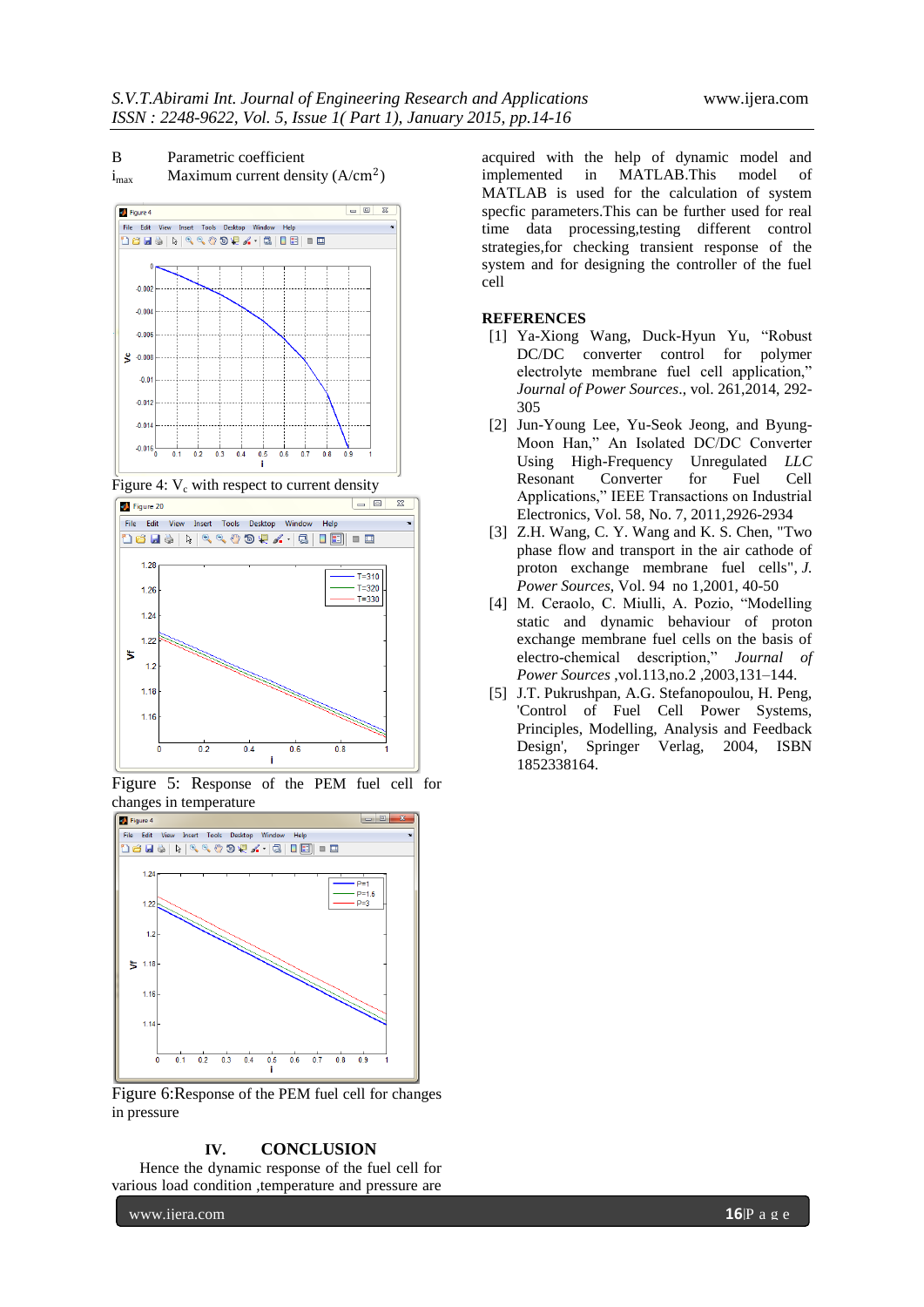| | |
|---|---|
| B | Parametric coefficient |
| $i_{max}$ | Maximum current density (A/cm$^2$) |

Figure 4
File Edit View Insert Tools Desktop Window Help
0
-0.002
-0.004
-0.006
-0.008
-0.01
-0.012
-0.014
-0.016
Vc
0 0.1 0.2 0.3 0.4 0.5 0.6 0.7 0.8 0.9 1
i

Figure 4: $V_c$ with respect to current density

Figure 20
File Edit View Insert Tools Desktop Window Help
1.28
1.26
1.24
1.22
1.2
1.18
1.16
Vf
0 0.2 0.4 0.6 0.8 1
i
T=310
T=320
T=330

Figure 5: Response of the PEM fuel cell for changes in temperature

Figure 4
File Edit View Insert Tools Desktop Window Help
1.24
1.22
1.2
1.18
1.16
1.14
Vf
0 0.1 0.2 0.3 0.4 0.5 0.6 0.7 0.8 0.9 1
i
P=1
P=1.6
P=3

Figure 6:Response of the PEM fuel cell for changes in pressure

## IV. CONCLUSION

Hence the dynamic response of the fuel cell for various load condition ,temperature and pressure are acquired with the help of dynamic model and implemented in MATLAB.This model of MATLAB is used for the calculation of system specfic parameters.This can be further used for real time data processing,testing different control strategies,for checking transient response of the system and for designing the controller of the fuel cell

## REFERENCES

[1] Ya-Xiong Wang, Duck-Hyun Yu, "Robust DC/DC converter control for polymer electrolyte membrane fuel cell application," *Journal of Power Sources*., vol. 261,2014, 292-305

[2] Jun-Young Lee, Yu-Seok Jeong, and Byung-Moon Han," An Isolated DC/DC Converter Using High-Frequency Unregulated *LLC* Resonant Converter for Fuel Cell Applications," IEEE Transactions on Industrial Electronics, Vol. 58, No. 7, 2011,2926-2934

[3] Z.H. Wang, C. Y. Wang and K. S. Chen, "Two phase flow and transport in the air cathode of proton exchange membrane fuel cells", *J. Power Sources*, Vol. 94 no 1,2001, 40-50

[4] M. Ceraolo, C. Miulli, A. Pozio, "Modelling static and dynamic behaviour of proton exchange membrane fuel cells on the basis of electro-chemical description," *Journal of Power Sources* ,vol.113,no.2 ,2003,131–144.

[5] J.T. Pukrushpan, A.G. Stefanopoulou, H. Peng, 'Control of Fuel Cell Power Systems, Principles, Modelling, Analysis and Feedback Design', Springer Verlag, 2004, ISBN 1852338164.